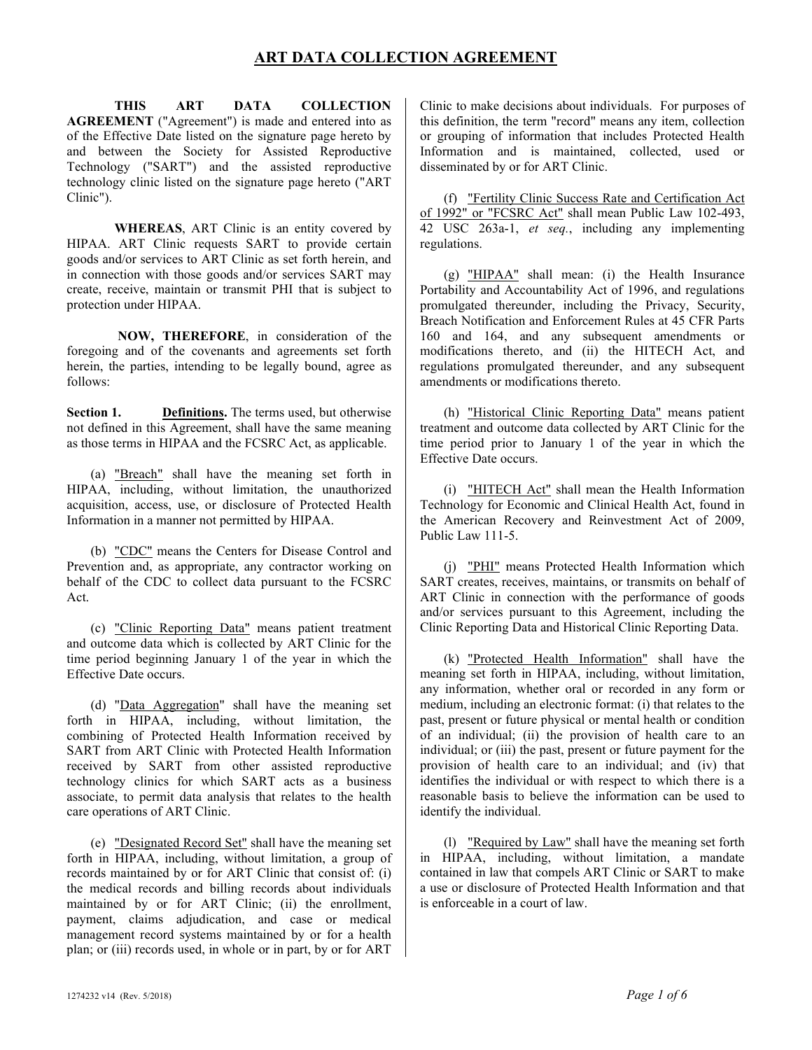# ART DATA COLLECTION AGREEMENT

**THIS ART DATA COLLECTION AGREEMENT** ("Agreement") is made and entered into as of the Effective Date listed on the signature page hereto by and between the Society for Assisted Reproductive Technology ("SART") and the assisted reproductive technology clinic listed on the signature page hereto ("ART Clinic").

**WHEREAS**, ART Clinic is an entity covered by HIPAA. ART Clinic requests SART to provide certain goods and/or services to ART Clinic as set forth herein, and in connection with those goods and/or services SART may create, receive, maintain or transmit PHI that is subject to protection under HIPAA.

**NOW, THEREFORE**, in consideration of the foregoing and of the covenants and agreements set forth herein, the parties, intending to be legally bound, agree as follows:

**Section 1. Definitions.** The terms used, but otherwise not defined in this Agreement, shall have the same meaning as those terms in HIPAA and the FCSRC Act, as applicable.

(a) "Breach" shall have the meaning set forth in HIPAA, including, without limitation, the unauthorized acquisition, access, use, or disclosure of Protected Health Information in a manner not permitted by HIPAA.

(b) "CDC" means the Centers for Disease Control and Prevention and, as appropriate, any contractor working on behalf of the CDC to collect data pursuant to the FCSRC Act.

(c) "Clinic Reporting Data" means patient treatment and outcome data which is collected by ART Clinic for the time period beginning January 1 of the year in which the Effective Date occurs.

(d) "Data Aggregation" shall have the meaning set forth in HIPAA, including, without limitation, the combining of Protected Health Information received by SART from ART Clinic with Protected Health Information received by SART from other assisted reproductive technology clinics for which SART acts as a business associate, to permit data analysis that relates to the health care operations of ART Clinic.

(e) "Designated Record Set" shall have the meaning set forth in HIPAA, including, without limitation, a group of records maintained by or for ART Clinic that consist of: (i) the medical records and billing records about individuals maintained by or for ART Clinic; (ii) the enrollment, payment, claims adjudication, and case or medical management record systems maintained by or for a health plan; or (iii) records used, in whole or in part, by or for ART Clinic to make decisions about individuals. For purposes of this definition, the term "record" means any item, collection or grouping of information that includes Protected Health Information and is maintained, collected, used or disseminated by or for ART Clinic.

(f) "Fertility Clinic Success Rate and Certification Act of 1992" or "FCSRC Act" shall mean Public Law 102-493, 42 USC 263a-1, *et seq.*, including any implementing regulations.

(g) "HIPAA" shall mean: (i) the Health Insurance Portability and Accountability Act of 1996, and regulations promulgated thereunder, including the Privacy, Security, Breach Notification and Enforcement Rules at 45 CFR Parts 160 and 164, and any subsequent amendments or modifications thereto, and (ii) the HITECH Act, and regulations promulgated thereunder, and any subsequent amendments or modifications thereto.

(h) "Historical Clinic Reporting Data" means patient treatment and outcome data collected by ART Clinic for the time period prior to January 1 of the year in which the Effective Date occurs.

(i) "HITECH Act" shall mean the Health Information Technology for Economic and Clinical Health Act, found in the American Recovery and Reinvestment Act of 2009, Public Law 111-5.

(j) "PHI" means Protected Health Information which SART creates, receives, maintains, or transmits on behalf of ART Clinic in connection with the performance of goods and/or services pursuant to this Agreement, including the Clinic Reporting Data and Historical Clinic Reporting Data.

(k) "Protected Health Information" shall have the meaning set forth in HIPAA, including, without limitation, any information, whether oral or recorded in any form or medium, including an electronic format: (i) that relates to the past, present or future physical or mental health or condition of an individual; (ii) the provision of health care to an individual; or (iii) the past, present or future payment for the provision of health care to an individual; and (iv) that identifies the individual or with respect to which there is a reasonable basis to believe the information can be used to identify the individual.

(l) "Required by Law" shall have the meaning set forth in HIPAA, including, without limitation, a mandate contained in law that compels ART Clinic or SART to make a use or disclosure of Protected Health Information and that is enforceable in a court of law.

1274232 v14 (Rev. 5/2018)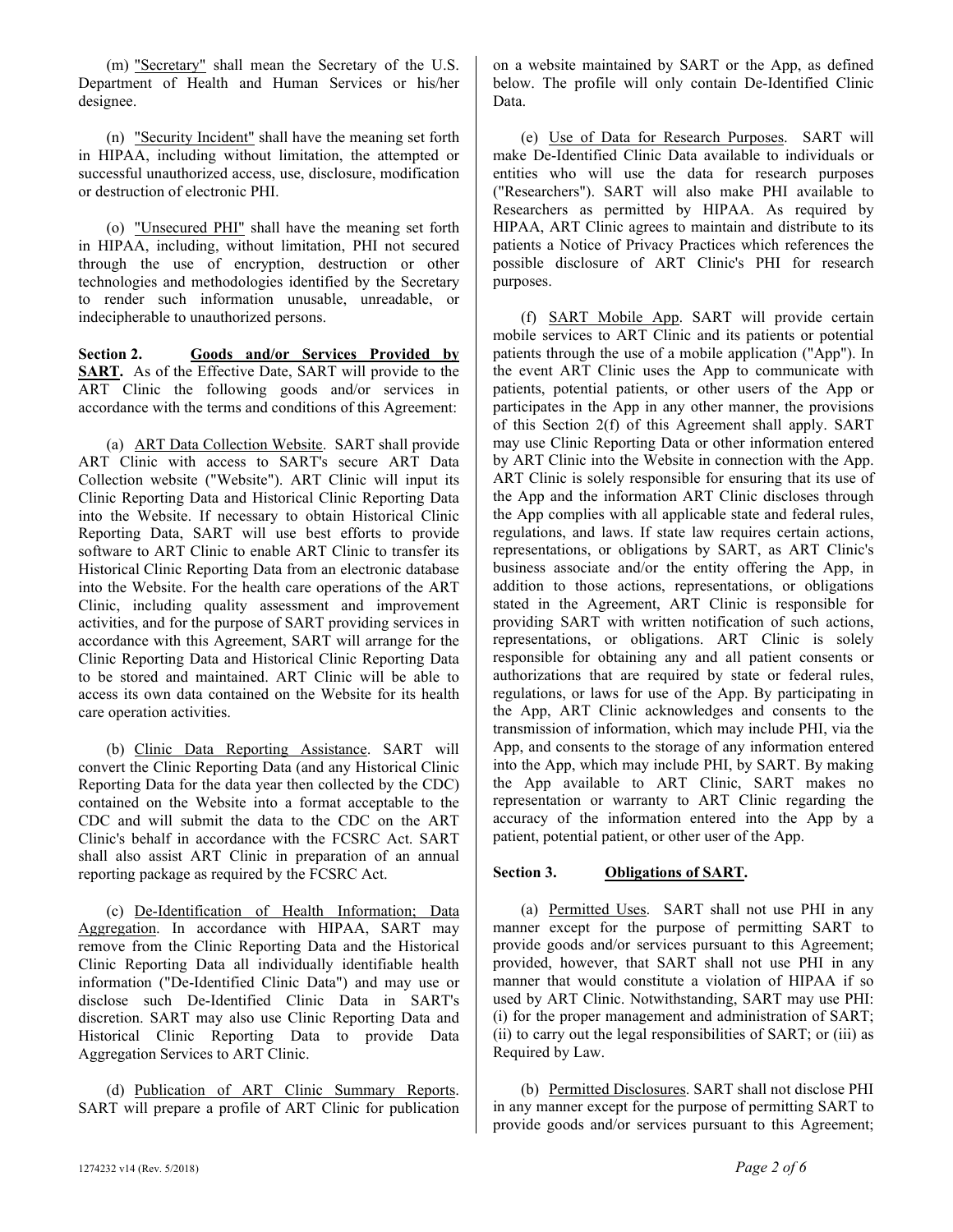(m) "Secretary" shall mean the Secretary of the U.S. Department of Health and Human Services or his/her designee.

(n) "Security Incident" shall have the meaning set forth in HIPAA, including without limitation, the attempted or successful unauthorized access, use, disclosure, modification or destruction of electronic PHI.

(o) "Unsecured PHI" shall have the meaning set forth in HIPAA, including, without limitation, PHI not secured through the use of encryption, destruction or other technologies and methodologies identified by the Secretary to render such information unusable, unreadable, or indecipherable to unauthorized persons.

**Section 2. Goods and/or Services Provided by SART.** As of the Effective Date, SART will provide to the ART Clinic the following goods and/or services in accordance with the terms and conditions of this Agreement:

(a) ART Data Collection Website. SART shall provide ART Clinic with access to SART's secure ART Data Collection website ("Website"). ART Clinic will input its Clinic Reporting Data and Historical Clinic Reporting Data into the Website. If necessary to obtain Historical Clinic Reporting Data, SART will use best efforts to provide software to ART Clinic to enable ART Clinic to transfer its Historical Clinic Reporting Data from an electronic database into the Website. For the health care operations of the ART Clinic, including quality assessment and improvement activities, and for the purpose of SART providing services in accordance with this Agreement, SART will arrange for the Clinic Reporting Data and Historical Clinic Reporting Data to be stored and maintained. ART Clinic will be able to access its own data contained on the Website for its health care operation activities.

(b) Clinic Data Reporting Assistance. SART will convert the Clinic Reporting Data (and any Historical Clinic Reporting Data for the data year then collected by the CDC) contained on the Website into a format acceptable to the CDC and will submit the data to the CDC on the ART Clinic's behalf in accordance with the FCSRC Act. SART shall also assist ART Clinic in preparation of an annual reporting package as required by the FCSRC Act.

(c) De-Identification of Health Information; Data Aggregation. In accordance with HIPAA, SART may remove from the Clinic Reporting Data and the Historical Clinic Reporting Data all individually identifiable health information ("De-Identified Clinic Data") and may use or disclose such De-Identified Clinic Data in SART's discretion. SART may also use Clinic Reporting Data and Historical Clinic Reporting Data to provide Data Aggregation Services to ART Clinic.

(d) Publication of ART Clinic Summary Reports. SART will prepare a profile of ART Clinic for publication on a website maintained by SART or the App, as defined below. The profile will only contain De-Identified Clinic Data.

(e) Use of Data for Research Purposes. SART will make De-Identified Clinic Data available to individuals or entities who will use the data for research purposes ("Researchers"). SART will also make PHI available to Researchers as permitted by HIPAA. As required by HIPAA, ART Clinic agrees to maintain and distribute to its patients a Notice of Privacy Practices which references the possible disclosure of ART Clinic's PHI for research purposes.

(f) SART Mobile App. SART will provide certain mobile services to ART Clinic and its patients or potential patients through the use of a mobile application ("App"). In the event ART Clinic uses the App to communicate with patients, potential patients, or other users of the App or participates in the App in any other manner, the provisions of this Section 2(f) of this Agreement shall apply. SART may use Clinic Reporting Data or other information entered by ART Clinic into the Website in connection with the App. ART Clinic is solely responsible for ensuring that its use of the App and the information ART Clinic discloses through the App complies with all applicable state and federal rules, regulations, and laws. If state law requires certain actions, representations, or obligations by SART, as ART Clinic's business associate and/or the entity offering the App, in addition to those actions, representations, or obligations stated in the Agreement, ART Clinic is responsible for providing SART with written notification of such actions, representations, or obligations. ART Clinic is solely responsible for obtaining any and all patient consents or authorizations that are required by state or federal rules, regulations, or laws for use of the App. By participating in the App, ART Clinic acknowledges and consents to the transmission of information, which may include PHI, via the App, and consents to the storage of any information entered into the App, which may include PHI, by SART. By making the App available to ART Clinic, SART makes no representation or warranty to ART Clinic regarding the accuracy of the information entered into the App by a patient, potential patient, or other user of the App.

**Section 3. Obligations of SART.**

(a) Permitted Uses. SART shall not use PHI in any manner except for the purpose of permitting SART to provide goods and/or services pursuant to this Agreement; provided, however, that SART shall not use PHI in any manner that would constitute a violation of HIPAA if so used by ART Clinic. Notwithstanding, SART may use PHI: (i) for the proper management and administration of SART; (ii) to carry out the legal responsibilities of SART; or (iii) as Required by Law.

(b) Permitted Disclosures. SART shall not disclose PHI in any manner except for the purpose of permitting SART to provide goods and/or services pursuant to this Agreement;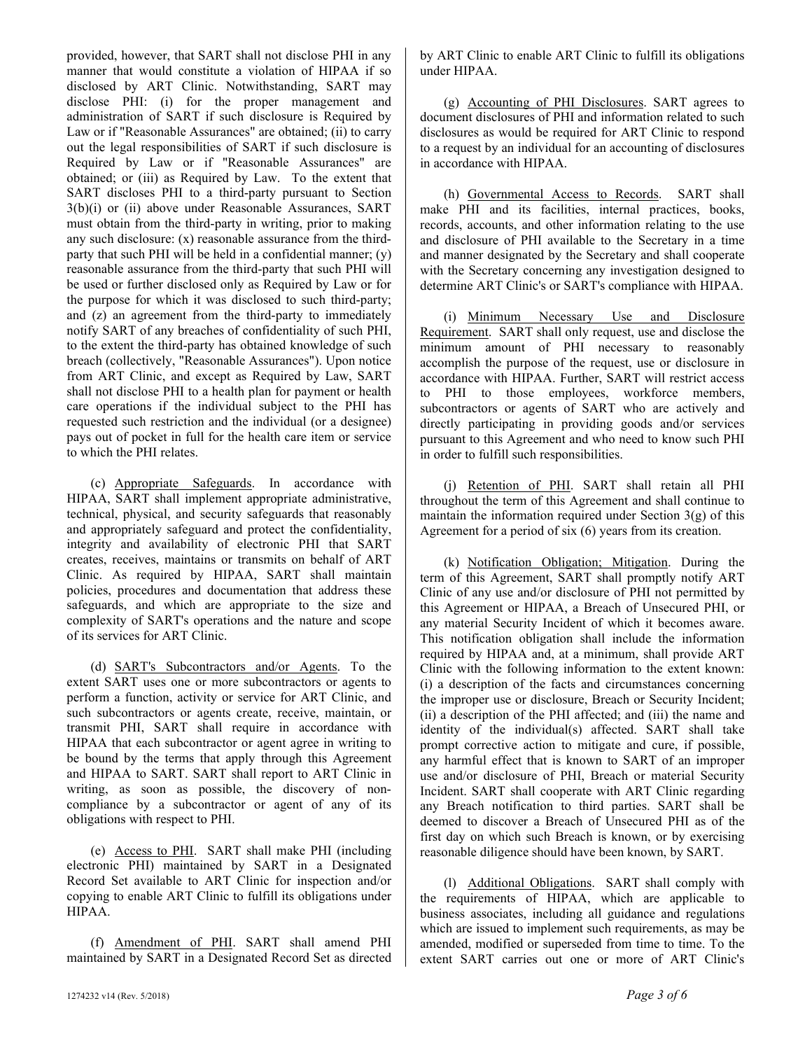provided, however, that SART shall not disclose PHI in any manner that would constitute a violation of HIPAA if so disclosed by ART Clinic. Notwithstanding, SART may disclose PHI: (i) for the proper management and administration of SART if such disclosure is Required by Law or if "Reasonable Assurances" are obtained; (ii) to carry out the legal responsibilities of SART if such disclosure is Required by Law or if "Reasonable Assurances" are obtained; or (iii) as Required by Law. To the extent that SART discloses PHI to a third-party pursuant to Section 3(b)(i) or (ii) above under Reasonable Assurances, SART must obtain from the third-party in writing, prior to making any such disclosure: (x) reasonable assurance from the third-party that such PHI will be held in a confidential manner; (y) reasonable assurance from the third-party that such PHI will be used or further disclosed only as Required by Law or for the purpose for which it was disclosed to such third-party; and (z) an agreement from the third-party to immediately notify SART of any breaches of confidentiality of such PHI, to the extent the third-party has obtained knowledge of such breach (collectively, "Reasonable Assurances"). Upon notice from ART Clinic, and except as Required by Law, SART shall not disclose PHI to a health plan for payment or health care operations if the individual subject to the PHI has requested such restriction and the individual (or a designee) pays out of pocket in full for the health care item or service to which the PHI relates.

(c) Appropriate Safeguards. In accordance with HIPAA, SART shall implement appropriate administrative, technical, physical, and security safeguards that reasonably and appropriately safeguard and protect the confidentiality, integrity and availability of electronic PHI that SART creates, receives, maintains or transmits on behalf of ART Clinic. As required by HIPAA, SART shall maintain policies, procedures and documentation that address these safeguards, and which are appropriate to the size and complexity of SART's operations and the nature and scope of its services for ART Clinic.

(d) SART's Subcontractors and/or Agents. To the extent SART uses one or more subcontractors or agents to perform a function, activity or service for ART Clinic, and such subcontractors or agents create, receive, maintain, or transmit PHI, SART shall require in accordance with HIPAA that each subcontractor or agent agree in writing to be bound by the terms that apply through this Agreement and HIPAA to SART. SART shall report to ART Clinic in writing, as soon as possible, the discovery of non-compliance by a subcontractor or agent of any of its obligations with respect to PHI.

(e) Access to PHI. SART shall make PHI (including electronic PHI) maintained by SART in a Designated Record Set available to ART Clinic for inspection and/or copying to enable ART Clinic to fulfill its obligations under HIPAA.

(f) Amendment of PHI. SART shall amend PHI maintained by SART in a Designated Record Set as directed by ART Clinic to enable ART Clinic to fulfill its obligations under HIPAA.

(g) Accounting of PHI Disclosures. SART agrees to document disclosures of PHI and information related to such disclosures as would be required for ART Clinic to respond to a request by an individual for an accounting of disclosures in accordance with HIPAA.

(h) Governmental Access to Records. SART shall make PHI and its facilities, internal practices, books, records, accounts, and other information relating to the use and disclosure of PHI available to the Secretary in a time and manner designated by the Secretary and shall cooperate with the Secretary concerning any investigation designed to determine ART Clinic's or SART's compliance with HIPAA.

(i) Minimum Necessary Use and Disclosure Requirement. SART shall only request, use and disclose the minimum amount of PHI necessary to reasonably accomplish the purpose of the request, use or disclosure in accordance with HIPAA. Further, SART will restrict access to PHI to those employees, workforce members, subcontractors or agents of SART who are actively and directly participating in providing goods and/or services pursuant to this Agreement and who need to know such PHI in order to fulfill such responsibilities.

(j) Retention of PHI. SART shall retain all PHI throughout the term of this Agreement and shall continue to maintain the information required under Section 3(g) of this Agreement for a period of six (6) years from its creation.

(k) Notification Obligation; Mitigation. During the term of this Agreement, SART shall promptly notify ART Clinic of any use and/or disclosure of PHI not permitted by this Agreement or HIPAA, a Breach of Unsecured PHI, or any material Security Incident of which it becomes aware. This notification obligation shall include the information required by HIPAA and, at a minimum, shall provide ART Clinic with the following information to the extent known: (i) a description of the facts and circumstances concerning the improper use or disclosure, Breach or Security Incident; (ii) a description of the PHI affected; and (iii) the name and identity of the individual(s) affected. SART shall take prompt corrective action to mitigate and cure, if possible, any harmful effect that is known to SART of an improper use and/or disclosure of PHI, Breach or material Security Incident. SART shall cooperate with ART Clinic regarding any Breach notification to third parties. SART shall be deemed to discover a Breach of Unsecured PHI as of the first day on which such Breach is known, or by exercising reasonable diligence should have been known, by SART.

(l) Additional Obligations. SART shall comply with the requirements of HIPAA, which are applicable to business associates, including all guidance and regulations which are issued to implement such requirements, as may be amended, modified or superseded from time to time. To the extent SART carries out one or more of ART Clinic's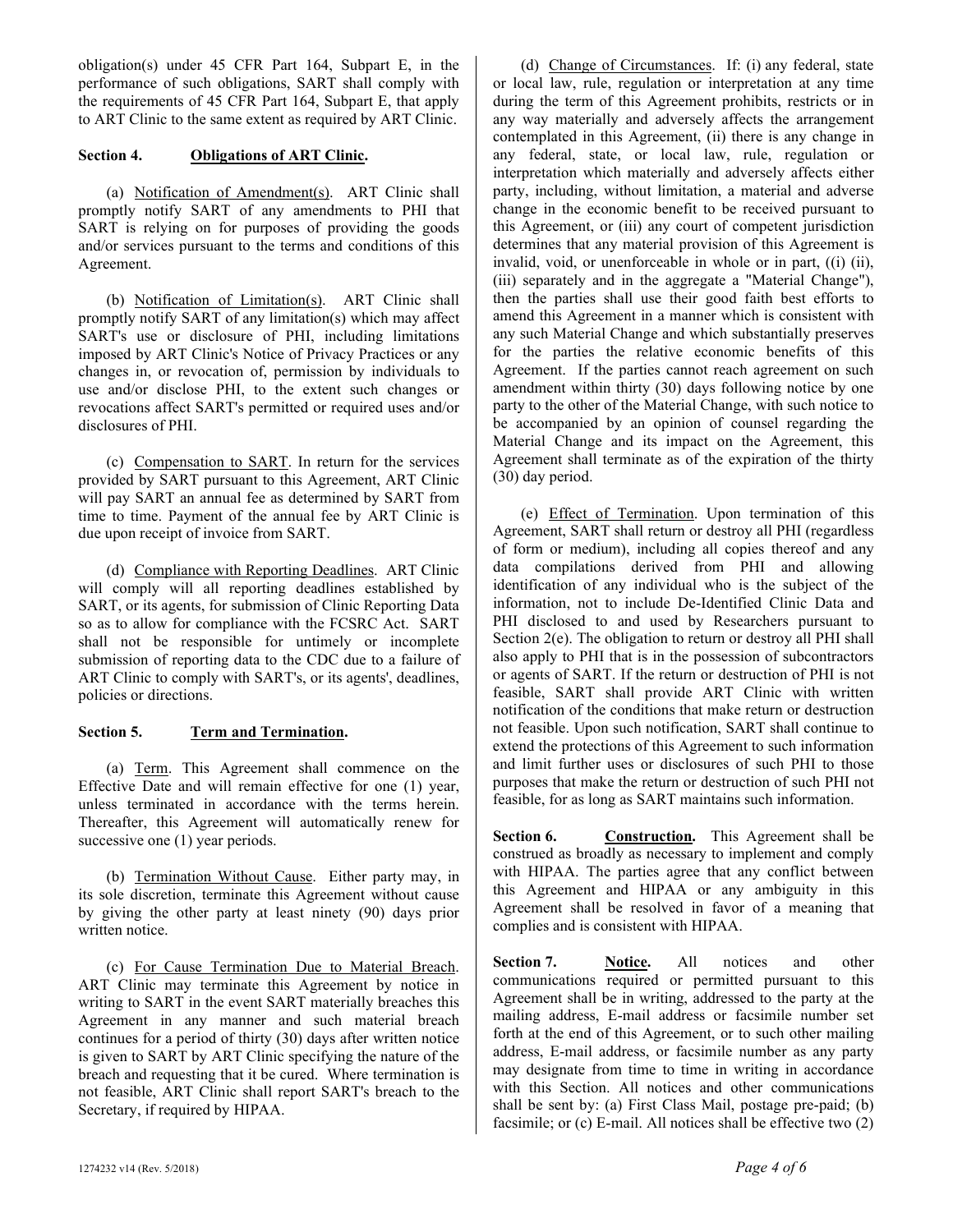obligation(s) under 45 CFR Part 164, Subpart E, in the performance of such obligations, SART shall comply with the requirements of 45 CFR Part 164, Subpart E, that apply to ART Clinic to the same extent as required by ART Clinic.

**Section 4. Obligations of ART Clinic.**

(a) Notification of Amendment(s). ART Clinic shall promptly notify SART of any amendments to PHI that SART is relying on for purposes of providing the goods and/or services pursuant to the terms and conditions of this Agreement.

(b) Notification of Limitation(s). ART Clinic shall promptly notify SART of any limitation(s) which may affect SART's use or disclosure of PHI, including limitations imposed by ART Clinic's Notice of Privacy Practices or any changes in, or revocation of, permission by individuals to use and/or disclose PHI, to the extent such changes or revocations affect SART's permitted or required uses and/or disclosures of PHI.

(c) Compensation to SART. In return for the services provided by SART pursuant to this Agreement, ART Clinic will pay SART an annual fee as determined by SART from time to time. Payment of the annual fee by ART Clinic is due upon receipt of invoice from SART.

(d) Compliance with Reporting Deadlines. ART Clinic will comply will all reporting deadlines established by SART, or its agents, for submission of Clinic Reporting Data so as to allow for compliance with the FCSRC Act. SART shall not be responsible for untimely or incomplete submission of reporting data to the CDC due to a failure of ART Clinic to comply with SART's, or its agents', deadlines, policies or directions.

**Section 5. Term and Termination.**

(a) Term. This Agreement shall commence on the Effective Date and will remain effective for one (1) year, unless terminated in accordance with the terms herein. Thereafter, this Agreement will automatically renew for successive one (1) year periods.

(b) Termination Without Cause. Either party may, in its sole discretion, terminate this Agreement without cause by giving the other party at least ninety (90) days prior written notice.

(c) For Cause Termination Due to Material Breach. ART Clinic may terminate this Agreement by notice in writing to SART in the event SART materially breaches this Agreement in any manner and such material breach continues for a period of thirty (30) days after written notice is given to SART by ART Clinic specifying the nature of the breach and requesting that it be cured. Where termination is not feasible, ART Clinic shall report SART's breach to the Secretary, if required by HIPAA.

(d) Change of Circumstances. If: (i) any federal, state or local law, rule, regulation or interpretation at any time during the term of this Agreement prohibits, restricts or in any way materially and adversely affects the arrangement contemplated in this Agreement, (ii) there is any change in any federal, state, or local law, rule, regulation or interpretation which materially and adversely affects either party, including, without limitation, a material and adverse change in the economic benefit to be received pursuant to this Agreement, or (iii) any court of competent jurisdiction determines that any material provision of this Agreement is invalid, void, or unenforceable in whole or in part, ((i) (ii), (iii) separately and in the aggregate a "Material Change"), then the parties shall use their good faith best efforts to amend this Agreement in a manner which is consistent with any such Material Change and which substantially preserves for the parties the relative economic benefits of this Agreement. If the parties cannot reach agreement on such amendment within thirty (30) days following notice by one party to the other of the Material Change, with such notice to be accompanied by an opinion of counsel regarding the Material Change and its impact on the Agreement, this Agreement shall terminate as of the expiration of the thirty (30) day period.

(e) Effect of Termination. Upon termination of this Agreement, SART shall return or destroy all PHI (regardless of form or medium), including all copies thereof and any data compilations derived from PHI and allowing identification of any individual who is the subject of the information, not to include De-Identified Clinic Data and PHI disclosed to and used by Researchers pursuant to Section 2(e). The obligation to return or destroy all PHI shall also apply to PHI that is in the possession of subcontractors or agents of SART. If the return or destruction of PHI is not feasible, SART shall provide ART Clinic with written notification of the conditions that make return or destruction not feasible. Upon such notification, SART shall continue to extend the protections of this Agreement to such information and limit further uses or disclosures of such PHI to those purposes that make the return or destruction of such PHI not feasible, for as long as SART maintains such information.

**Section 6. Construction.** This Agreement shall be construed as broadly as necessary to implement and comply with HIPAA. The parties agree that any conflict between this Agreement and HIPAA or any ambiguity in this Agreement shall be resolved in favor of a meaning that complies and is consistent with HIPAA.

**Section 7. Notice.** All notices and other communications required or permitted pursuant to this Agreement shall be in writing, addressed to the party at the mailing address, E-mail address or facsimile number set forth at the end of this Agreement, or to such other mailing address, E-mail address, or facsimile number as any party may designate from time to time in writing in accordance with this Section. All notices and other communications shall be sent by: (a) First Class Mail, postage pre-paid; (b) facsimile; or (c) E-mail. All notices shall be effective two (2)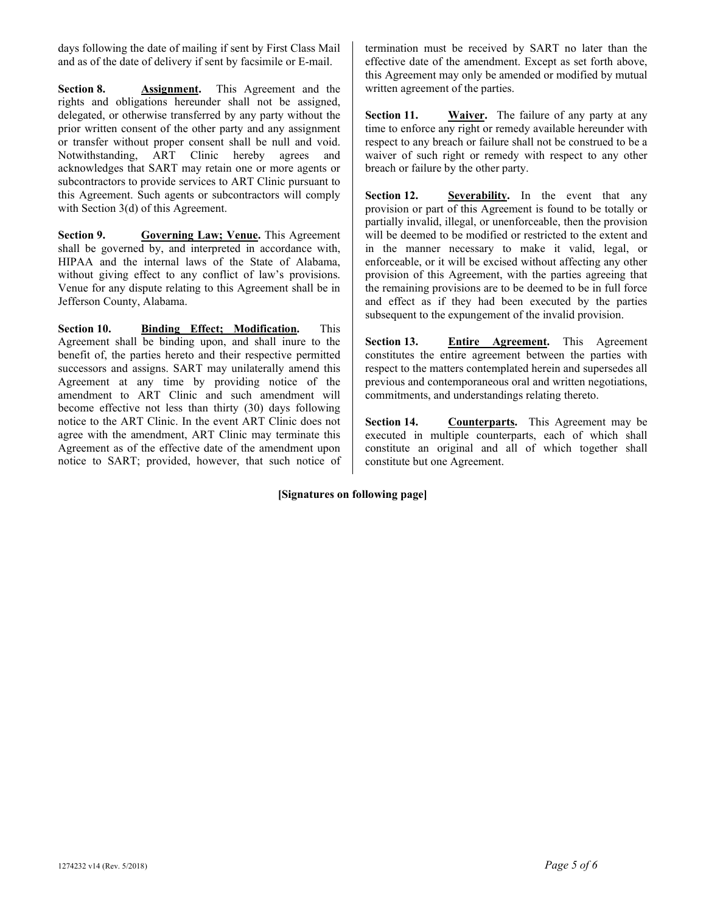days following the date of mailing if sent by First Class Mail and as of the date of delivery if sent by facsimile or E-mail.

**Section 8.** **Assignment.** This Agreement and the rights and obligations hereunder shall not be assigned, delegated, or otherwise transferred by any party without the prior written consent of the other party and any assignment or transfer without proper consent shall be null and void. Notwithstanding, ART Clinic hereby agrees and acknowledges that SART may retain one or more agents or subcontractors to provide services to ART Clinic pursuant to this Agreement. Such agents or subcontractors will comply with Section 3(d) of this Agreement.

**Section 9.** **Governing Law; Venue.** This Agreement shall be governed by, and interpreted in accordance with, HIPAA and the internal laws of the State of Alabama, without giving effect to any conflict of law's provisions. Venue for any dispute relating to this Agreement shall be in Jefferson County, Alabama.

**Section 10.** **Binding Effect; Modification.** This Agreement shall be binding upon, and shall inure to the benefit of, the parties hereto and their respective permitted successors and assigns. SART may unilaterally amend this Agreement at any time by providing notice of the amendment to ART Clinic and such amendment will become effective not less than thirty (30) days following notice to the ART Clinic. In the event ART Clinic does not agree with the amendment, ART Clinic may terminate this Agreement as of the effective date of the amendment upon notice to SART; provided, however, that such notice of termination must be received by SART no later than the effective date of the amendment. Except as set forth above, this Agreement may only be amended or modified by mutual written agreement of the parties.

**Section 11.** **Waiver.** The failure of any party at any time to enforce any right or remedy available hereunder with respect to any breach or failure shall not be construed to be a waiver of such right or remedy with respect to any other breach or failure by the other party.

**Section 12.** **Severability.** In the event that any provision or part of this Agreement is found to be totally or partially invalid, illegal, or unenforceable, then the provision will be deemed to be modified or restricted to the extent and in the manner necessary to make it valid, legal, or enforceable, or it will be excised without affecting any other provision of this Agreement, with the parties agreeing that the remaining provisions are to be deemed to be in full force and effect as if they had been executed by the parties subsequent to the expungement of the invalid provision.

**Section 13.** **Entire Agreement.** This Agreement constitutes the entire agreement between the parties with respect to the matters contemplated herein and supersedes all previous and contemporaneous oral and written negotiations, commitments, and understandings relating thereto.

**Section 14.** **Counterparts.** This Agreement may be executed in multiple counterparts, each of which shall constitute an original and all of which together shall constitute but one Agreement.

**[Signatures on following page]**

1274232 v14 (Rev. 5/2018)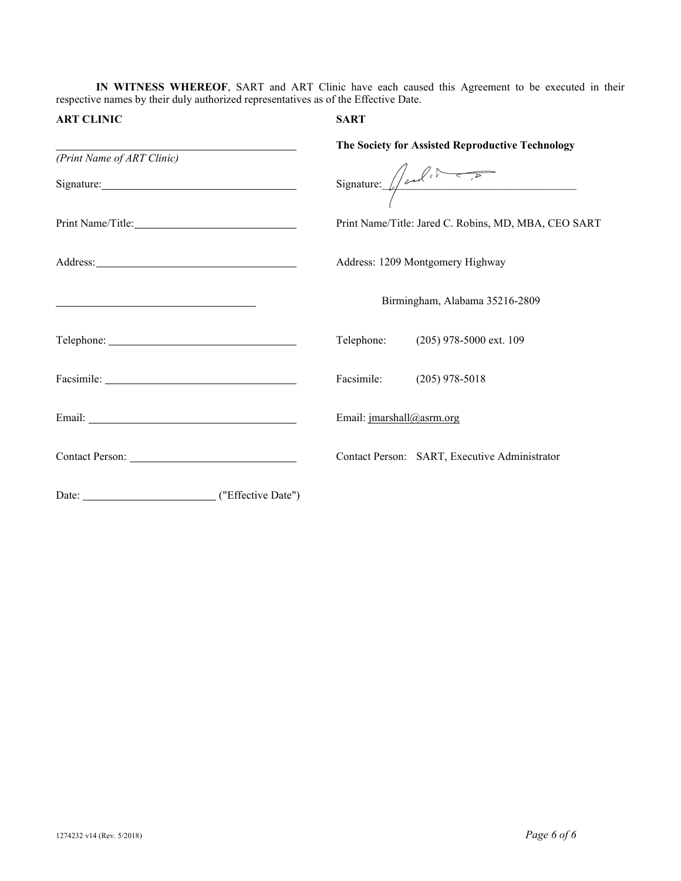**IN WITNESS WHEREOF**, SART and ART Clinic have each caused this Agreement to be executed in their respective names by their duly authorized representatives as of the Effective Date.

| | |
|---|---|
| **ART CLINIC** | **SART** |
| ______________________________ *(Print Name of ART Clinic)* | **The Society for Assisted Reproductive Technology** |
| Signature: ______________________________ | Signature: ______________________________ |
| Print Name/Title: ______________________________ | Print Name/Title: Jared C. Robins, MD, MBA, CEO SART |
| Address: ______________________________ | Address: 1209 Montgomery Highway |
| ______________________________ | Birmingham, Alabama 35216-2809 |
| Telephone: ______________________________ | Telephone: (205) 978-5000 ext. 109 |
| Facsimile: ______________________________ | Facsimile: (205) 978-5018 |
| Email: ______________________________ | Email: jmarshall@asrm.org |
| Contact Person: ______________________________ | Contact Person: SART, Executive Administrator |
| Date: ____________________ ("Effective Date") | |

1274232 v14 (Rev. 5/2018)